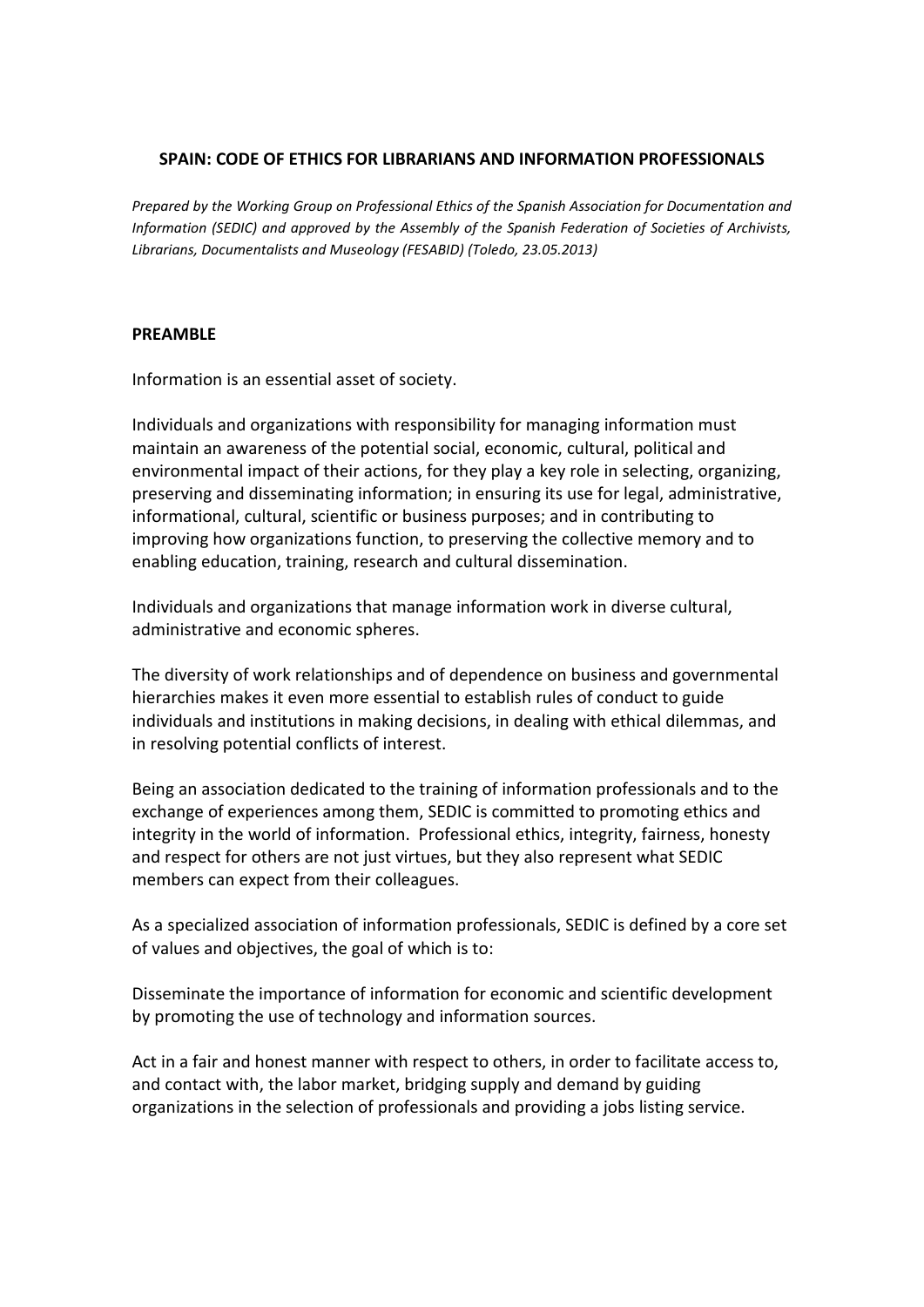# SPAIN: CODE OF ETHICS FOR LIBRARIANS AND INFORMATION PROFESSIONALS

*Prepared by the Working Group on Professional Ethics of the Spanish Association for Documentation and Information (SEDIC) and approved by the Assembly of the Spanish Federation of Societies of Archivists, Librarians, Documentalists and Museology (FESABID) (Toledo, 23.05.2013)*

## PREAMBLE

Information is an essential asset of society.

Individuals and organizations with responsibility for managing information must maintain an awareness of the potential social, economic, cultural, political and environmental impact of their actions, for they play a key role in selecting, organizing, preserving and disseminating information; in ensuring its use for legal, administrative, informational, cultural, scientific or business purposes; and in contributing to improving how organizations function, to preserving the collective memory and to enabling education, training, research and cultural dissemination.

Individuals and organizations that manage information work in diverse cultural, administrative and economic spheres.

The diversity of work relationships and of dependence on business and governmental hierarchies makes it even more essential to establish rules of conduct to guide individuals and institutions in making decisions, in dealing with ethical dilemmas, and in resolving potential conflicts of interest.

Being an association dedicated to the training of information professionals and to the exchange of experiences among them, SEDIC is committed to promoting ethics and integrity in the world of information. Professional ethics, integrity, fairness, honesty and respect for others are not just virtues, but they also represent what SEDIC members can expect from their colleagues.

As a specialized association of information professionals, SEDIC is defined by a core set of values and objectives, the goal of which is to:

Disseminate the importance of information for economic and scientific development by promoting the use of technology and information sources.

Act in a fair and honest manner with respect to others, in order to facilitate access to, and contact with, the labor market, bridging supply and demand by guiding organizations in the selection of professionals and providing a jobs listing service.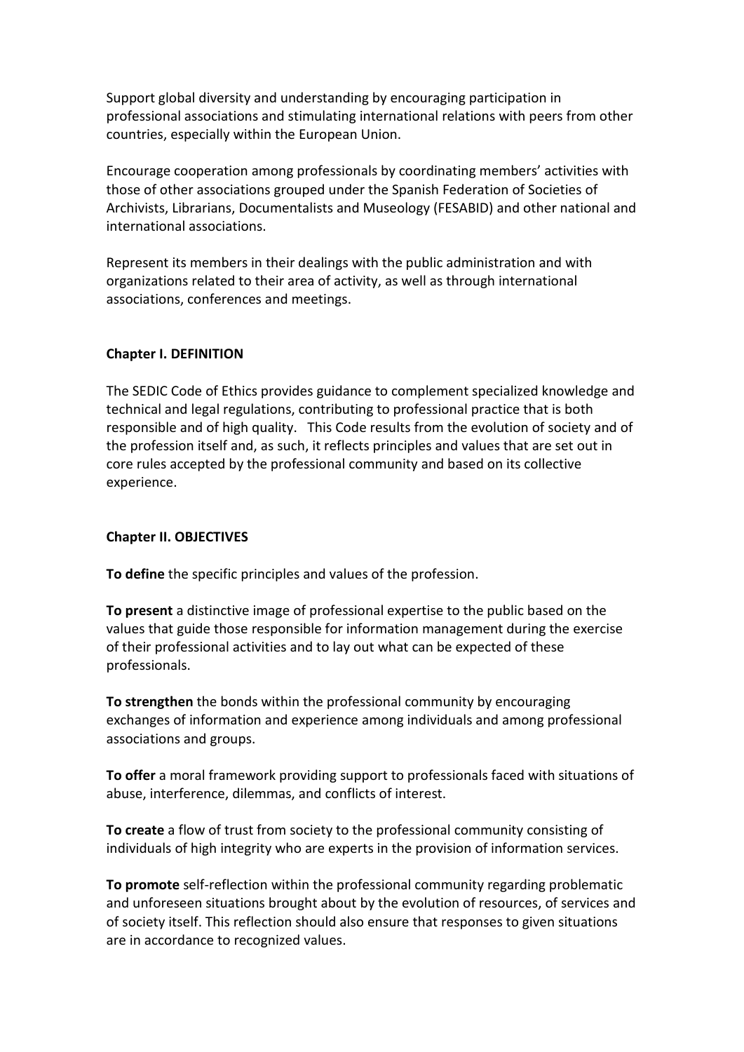Support global diversity and understanding by encouraging participation in professional associations and stimulating international relations with peers from other countries, especially within the European Union.

Encourage cooperation among professionals by coordinating members' activities with those of other associations grouped under the Spanish Federation of Societies of Archivists, Librarians, Documentalists and Museology (FESABID) and other national and international associations.

Represent its members in their dealings with the public administration and with organizations related to their area of activity, as well as through international associations, conferences and meetings.

## Chapter I. DEFINITION

The SEDIC Code of Ethics provides guidance to complement specialized knowledge and technical and legal regulations, contributing to professional practice that is both responsible and of high quality. This Code results from the evolution of society and of the profession itself and, as such, it reflects principles and values that are set out in core rules accepted by the professional community and based on its collective experience.

## Chapter II. OBJECTIVES

**To define** the specific principles and values of the profession.

**To present** a distinctive image of professional expertise to the public based on the values that guide those responsible for information management during the exercise of their professional activities and to lay out what can be expected of these professionals.

**To strengthen** the bonds within the professional community by encouraging exchanges of information and experience among individuals and among professional associations and groups.

**To offer** a moral framework providing support to professionals faced with situations of abuse, interference, dilemmas, and conflicts of interest.

**To create** a flow of trust from society to the professional community consisting of individuals of high integrity who are experts in the provision of information services.

**To promote** self-reflection within the professional community regarding problematic and unforeseen situations brought about by the evolution of resources, of services and of society itself. This reflection should also ensure that responses to given situations are in accordance to recognized values.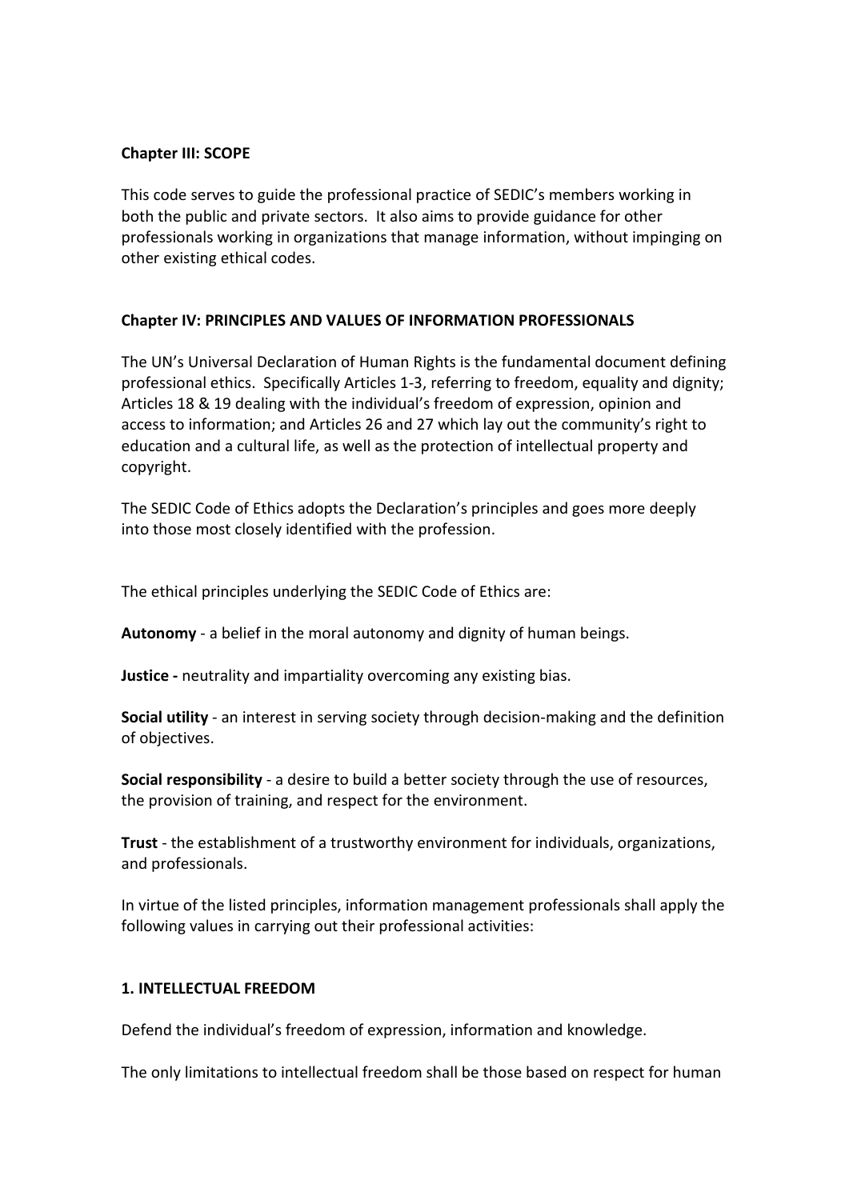## Chapter III: SCOPE

This code serves to guide the professional practice of SEDIC's members working in both the public and private sectors. It also aims to provide guidance for other professionals working in organizations that manage information, without impinging on other existing ethical codes.

## Chapter IV: PRINCIPLES AND VALUES OF INFORMATION PROFESSIONALS

The UN's Universal Declaration of Human Rights is the fundamental document defining professional ethics. Specifically Articles 1-3, referring to freedom, equality and dignity; Articles 18 & 19 dealing with the individual's freedom of expression, opinion and access to information; and Articles 26 and 27 which lay out the community's right to education and a cultural life, as well as the protection of intellectual property and copyright.

The SEDIC Code of Ethics adopts the Declaration's principles and goes more deeply into those most closely identified with the profession.

The ethical principles underlying the SEDIC Code of Ethics are:

**Autonomy** - a belief in the moral autonomy and dignity of human beings.

**Justice -** neutrality and impartiality overcoming any existing bias.

**Social utility** - an interest in serving society through decision-making and the definition of objectives.

**Social responsibility** - a desire to build a better society through the use of resources, the provision of training, and respect for the environment.

**Trust** - the establishment of a trustworthy environment for individuals, organizations, and professionals.

In virtue of the listed principles, information management professionals shall apply the following values in carrying out their professional activities:

### 1. INTELLECTUAL FREEDOM

Defend the individual's freedom of expression, information and knowledge.

The only limitations to intellectual freedom shall be those based on respect for human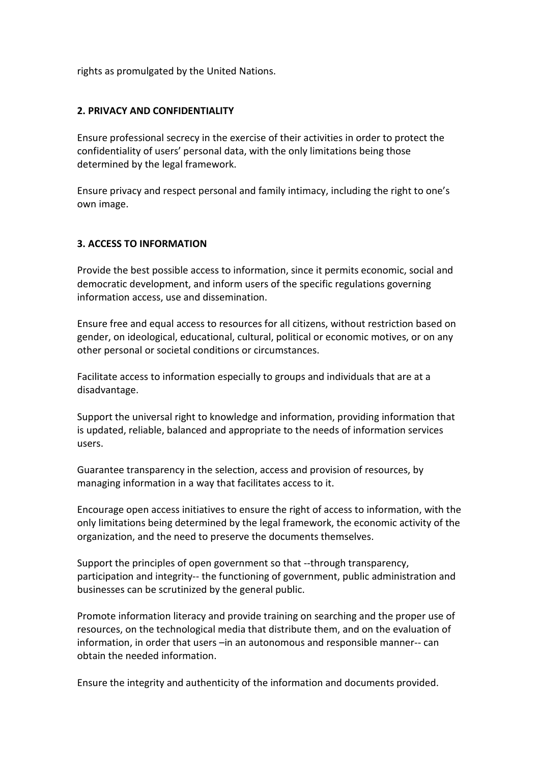rights as promulgated by the United Nations.

**2. PRIVACY AND CONFIDENTIALITY**

Ensure professional secrecy in the exercise of their activities in order to protect the confidentiality of users' personal data, with the only limitations being those determined by the legal framework.

Ensure privacy and respect personal and family intimacy, including the right to one's own image.

**3. ACCESS TO INFORMATION**

Provide the best possible access to information, since it permits economic, social and democratic development, and inform users of the specific regulations governing information access, use and dissemination.

Ensure free and equal access to resources for all citizens, without restriction based on gender, on ideological, educational, cultural, political or economic motives, or on any other personal or societal conditions or circumstances.

Facilitate access to information especially to groups and individuals that are at a disadvantage.

Support the universal right to knowledge and information, providing information that is updated, reliable, balanced and appropriate to the needs of information services users.

Guarantee transparency in the selection, access and provision of resources, by managing information in a way that facilitates access to it.

Encourage open access initiatives to ensure the right of access to information, with the only limitations being determined by the legal framework, the economic activity of the organization, and the need to preserve the documents themselves.

Support the principles of open government so that --through transparency, participation and integrity-- the functioning of government, public administration and businesses can be scrutinized by the general public.

Promote information literacy and provide training on searching and the proper use of resources, on the technological media that distribute them, and on the evaluation of information, in order that users –in an autonomous and responsible manner-- can obtain the needed information.

Ensure the integrity and authenticity of the information and documents provided.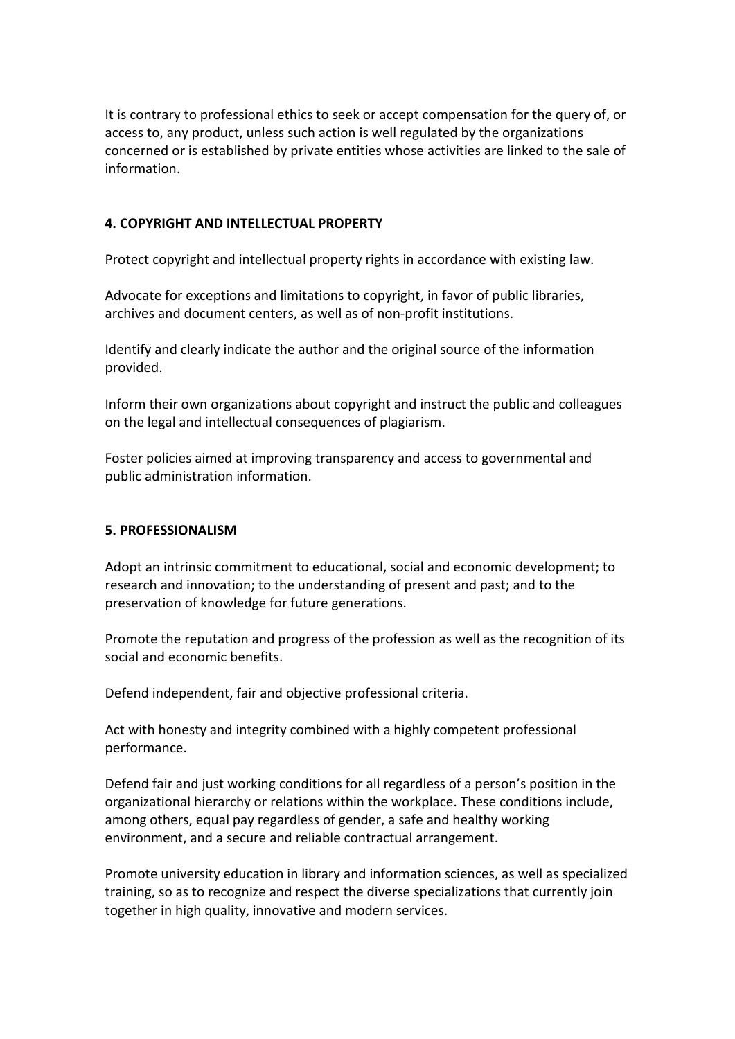It is contrary to professional ethics to seek or accept compensation for the query of, or access to, any product, unless such action is well regulated by the organizations concerned or is established by private entities whose activities are linked to the sale of information.

## 4. COPYRIGHT AND INTELLECTUAL PROPERTY

Protect copyright and intellectual property rights in accordance with existing law.

Advocate for exceptions and limitations to copyright, in favor of public libraries, archives and document centers, as well as of non-profit institutions.

Identify and clearly indicate the author and the original source of the information provided.

Inform their own organizations about copyright and instruct the public and colleagues on the legal and intellectual consequences of plagiarism.

Foster policies aimed at improving transparency and access to governmental and public administration information.

## 5. PROFESSIONALISM

Adopt an intrinsic commitment to educational, social and economic development; to research and innovation; to the understanding of present and past; and to the preservation of knowledge for future generations.

Promote the reputation and progress of the profession as well as the recognition of its social and economic benefits.

Defend independent, fair and objective professional criteria.

Act with honesty and integrity combined with a highly competent professional performance.

Defend fair and just working conditions for all regardless of a person's position in the organizational hierarchy or relations within the workplace. These conditions include, among others, equal pay regardless of gender, a safe and healthy working environment, and a secure and reliable contractual arrangement.

Promote university education in library and information sciences, as well as specialized training, so as to recognize and respect the diverse specializations that currently join together in high quality, innovative and modern services.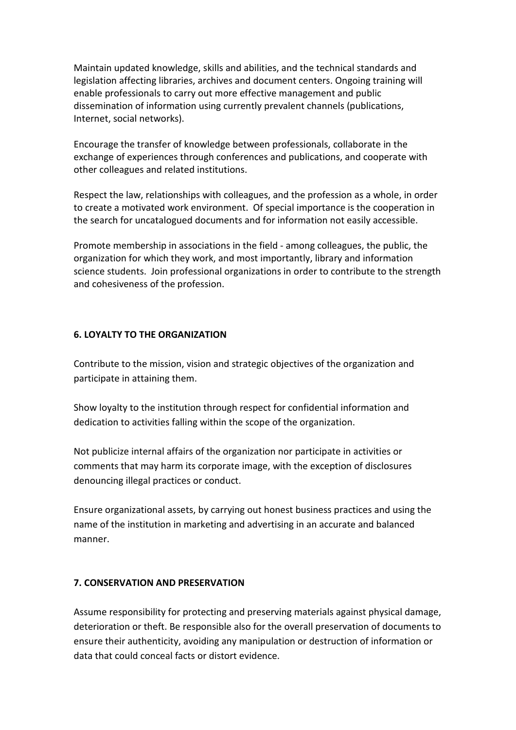Maintain updated knowledge, skills and abilities, and the technical standards and legislation affecting libraries, archives and document centers. Ongoing training will enable professionals to carry out more effective management and public dissemination of information using currently prevalent channels (publications, Internet, social networks).

Encourage the transfer of knowledge between professionals, collaborate in the exchange of experiences through conferences and publications, and cooperate with other colleagues and related institutions.

Respect the law, relationships with colleagues, and the profession as a whole, in order to create a motivated work environment. Of special importance is the cooperation in the search for uncatalogued documents and for information not easily accessible.

Promote membership in associations in the field - among colleagues, the public, the organization for which they work, and most importantly, library and information science students. Join professional organizations in order to contribute to the strength and cohesiveness of the profession.

## 6. LOYALTY TO THE ORGANIZATION

Contribute to the mission, vision and strategic objectives of the organization and participate in attaining them.

Show loyalty to the institution through respect for confidential information and dedication to activities falling within the scope of the organization.

Not publicize internal affairs of the organization nor participate in activities or comments that may harm its corporate image, with the exception of disclosures denouncing illegal practices or conduct.

Ensure organizational assets, by carrying out honest business practices and using the name of the institution in marketing and advertising in an accurate and balanced manner.

## 7. CONSERVATION AND PRESERVATION

Assume responsibility for protecting and preserving materials against physical damage, deterioration or theft. Be responsible also for the overall preservation of documents to ensure their authenticity, avoiding any manipulation or destruction of information or data that could conceal facts or distort evidence.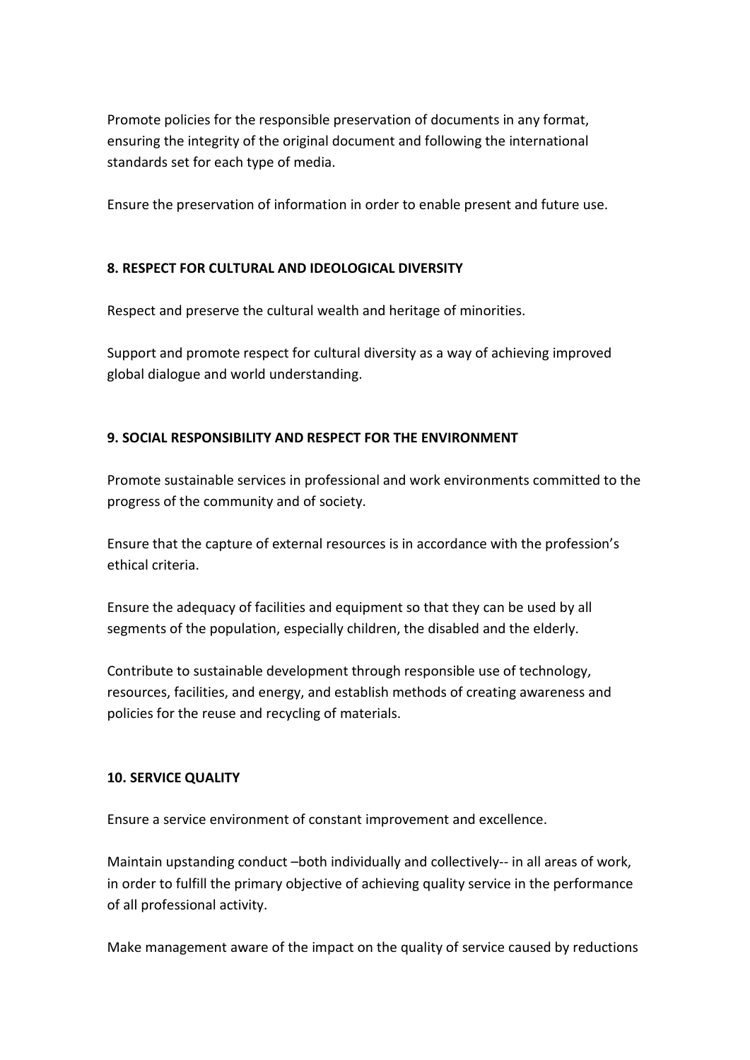Promote policies for the responsible preservation of documents in any format, ensuring the integrity of the original document and following the international standards set for each type of media.

Ensure the preservation of information in order to enable present and future use.

## 8. RESPECT FOR CULTURAL AND IDEOLOGICAL DIVERSITY

Respect and preserve the cultural wealth and heritage of minorities.

Support and promote respect for cultural diversity as a way of achieving improved global dialogue and world understanding.

## 9. SOCIAL RESPONSIBILITY AND RESPECT FOR THE ENVIRONMENT

Promote sustainable services in professional and work environments committed to the progress of the community and of society.

Ensure that the capture of external resources is in accordance with the profession's ethical criteria.

Ensure the adequacy of facilities and equipment so that they can be used by all segments of the population, especially children, the disabled and the elderly.

Contribute to sustainable development through responsible use of technology, resources, facilities, and energy, and establish methods of creating awareness and policies for the reuse and recycling of materials.

## 10. SERVICE QUALITY

Ensure a service environment of constant improvement and excellence.

Maintain upstanding conduct –both individually and collectively-- in all areas of work, in order to fulfill the primary objective of achieving quality service in the performance of all professional activity.

Make management aware of the impact on the quality of service caused by reductions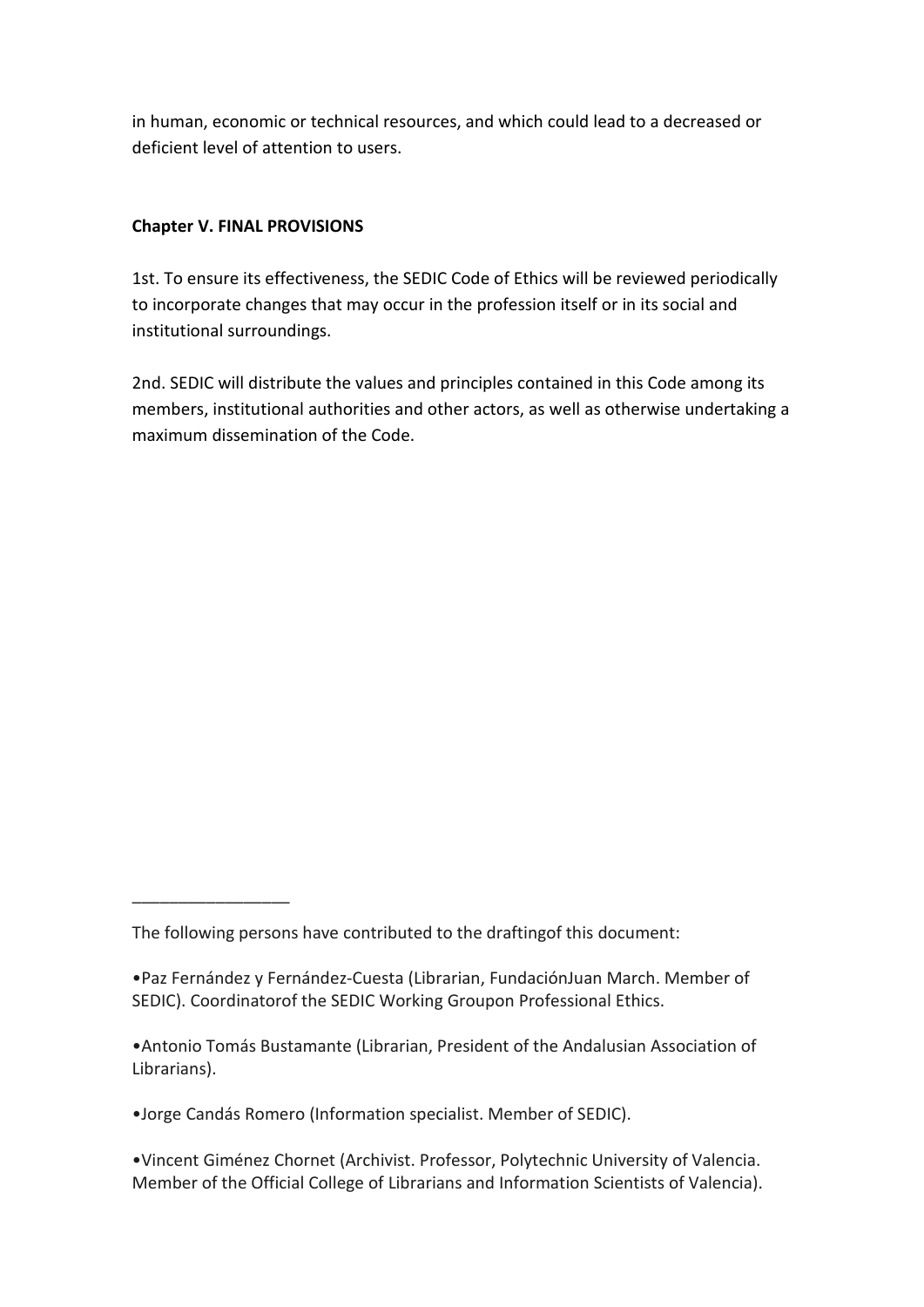in human, economic or technical resources, and which could lead to a decreased or deficient level of attention to users.

**Chapter V. FINAL PROVISIONS**

1st. To ensure its effectiveness, the SEDIC Code of Ethics will be reviewed periodically to incorporate changes that may occur in the profession itself or in its social and institutional surroundings.

2nd. SEDIC will distribute the values and principles contained in this Code among its members, institutional authorities and other actors, as well as otherwise undertaking a maximum dissemination of the Code.

_________________

The following persons have contributed to the draftingof this document:

•Paz Fernández y Fernández-Cuesta (Librarian, FundaciónJuan March. Member of SEDIC). Coordinatorof the SEDIC Working Groupon Professional Ethics.

•Antonio Tomás Bustamante (Librarian, President of the Andalusian Association of Librarians).

•Jorge Candás Romero (Information specialist. Member of SEDIC).

•Vincent Giménez Chornet (Archivist. Professor, Polytechnic University of Valencia. Member of the Official College of Librarians and Information Scientists of Valencia).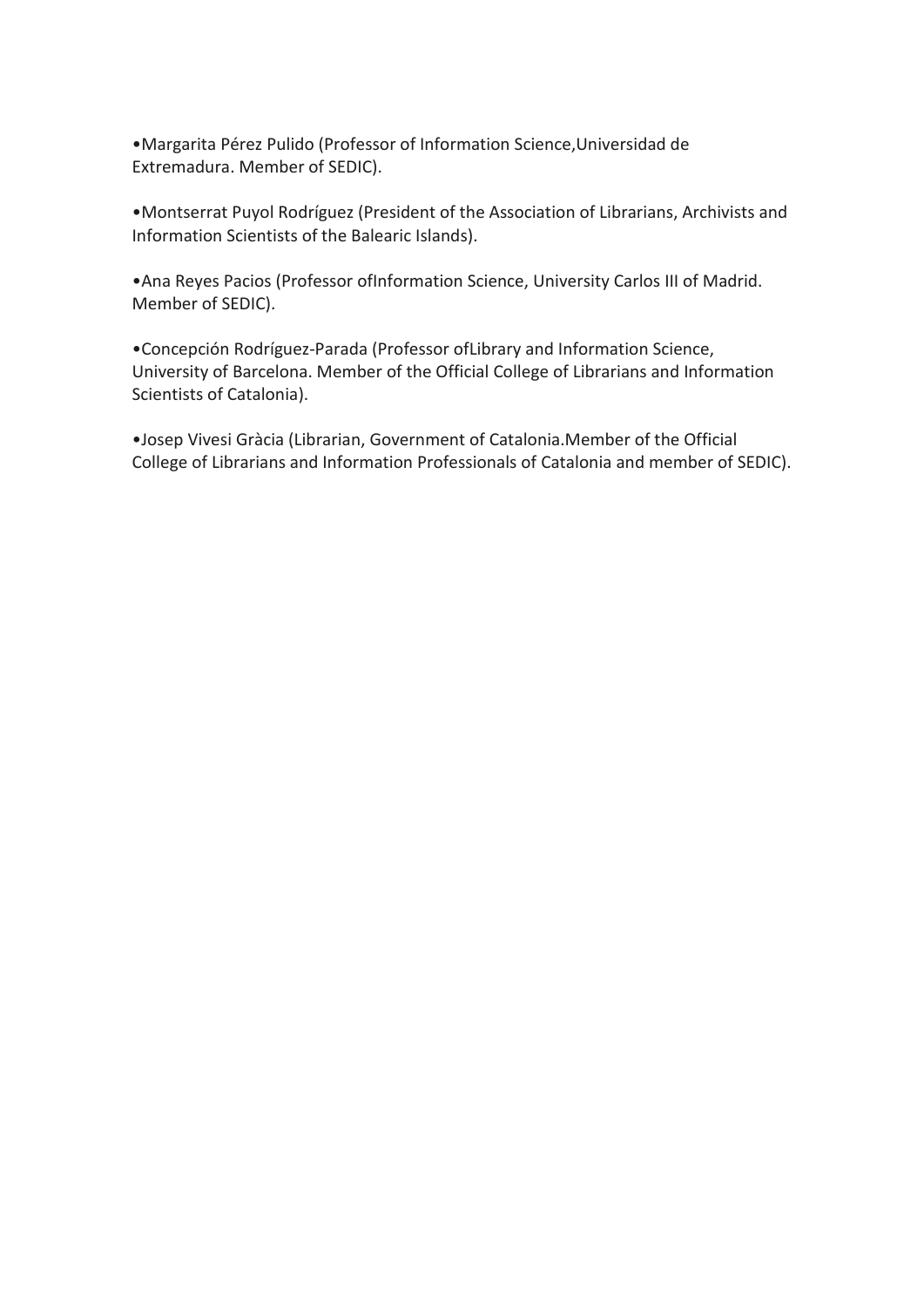- Margarita Pérez Pulido (Professor of Information Science,Universidad de Extremadura. Member of SEDIC).

- Montserrat Puyol Rodríguez (President of the Association of Librarians, Archivists and Information Scientists of the Balearic Islands).

- Ana Reyes Pacios (Professor ofInformation Science, University Carlos III of Madrid. Member of SEDIC).

- Concepción Rodríguez-Parada (Professor ofLibrary and Information Science, University of Barcelona. Member of the Official College of Librarians and Information Scientists of Catalonia).

- Josep Vivesi Gràcia (Librarian, Government of Catalonia.Member of the Official College of Librarians and Information Professionals of Catalonia and member of SEDIC).